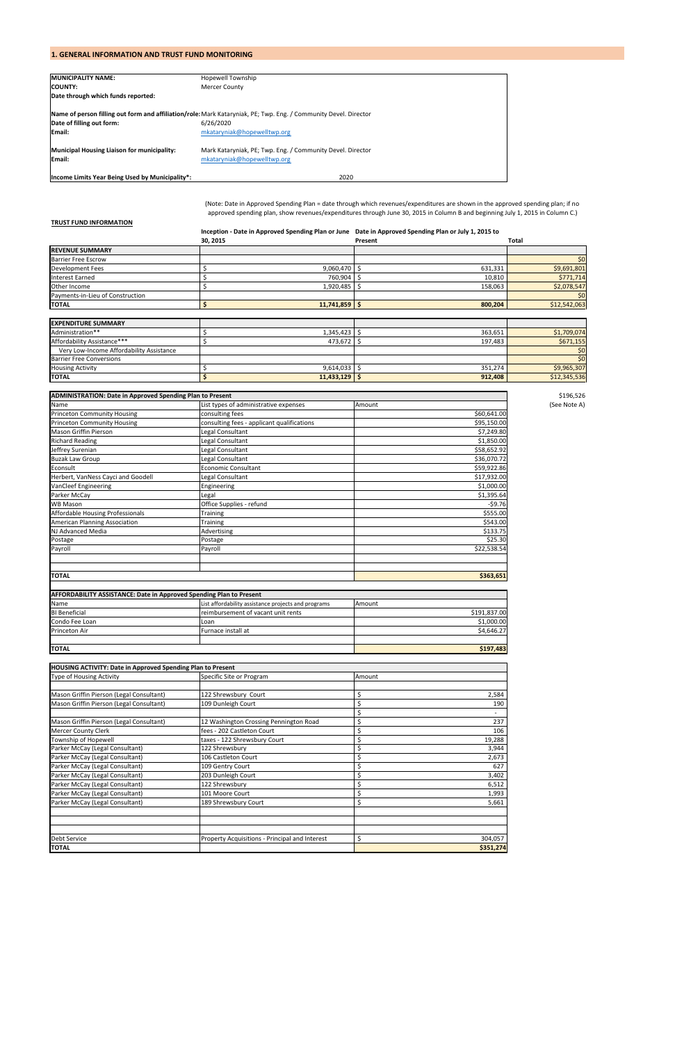## 1. GENERAL INFORMATION AND TRUST FUND MONITORING

| | |
|---|---|
| **MUNICIPALITY NAME:** | Hopewell Township |
| **COUNTY:** | Mercer County |
| **Date through which funds reported:** | |
| | |
| **Name of person filling out form and affiliation/role:** | Mark Kataryniak, PE; Twp. Eng. / Community Devel. Director |
| **Date of filling out form:** | 6/26/2020 |
| **Email:** | mkataryniak@hopewelltwp.org |
| | |
| **Municipal Housing Liaison for municipality:** | Mark Kataryniak, PE; Twp. Eng. / Community Devel. Director |
| **Email:** | mkataryniak@hopewelltwp.org |
| | |
| **Income Limits Year Being Used by Municipality*:** | 2020 |

(Note: Date in Approved Spending Plan = date through which revenues/expenditures are shown in the approved spending plan; if no approved spending plan, show revenues/expenditures through June 30, 2015 in Column B and beginning July 1, 2015 in Column C.)

**TRUST FUND INFORMATION**

| | Inception - Date in Approved Spending Plan or June 30, 2015 | Date in Approved Spending Plan or July 1, 2015 to Present | Total |
|---|---|---|---|
| **REVENUE SUMMARY** | | | |
| Barrier Free Escrow | | | $0 |
| Development Fees | $ 9,060,470 | $ 631,331 | $9,691,801 |
| Interest Earned | $ 760,904 | $ 10,810 | $771,714 |
| Other Income | $ 1,920,485 | $ 158,063 | $2,078,547 |
| Payments-in-Lieu of Construction | | | $0 |
| **TOTAL** | **$ 11,741,859** | **$ 800,204** | $12,542,063 |

| | | | |
|---|---|---|---|
| **EXPENDITURE SUMMARY** | | | |
| Administration** | $ 1,345,423 | $ 363,651 | $1,709,074 |
| Affordability Assistance*** | $ 473,672 | $ 197,483 | $671,155 |
| Very Low-Income Affordability Assistance | | | $0 |
| Barrier Free Conversions | | | $0 |
| Housing Activity | $ 9,614,033 | $ 351,274 | $9,965,307 |
| **TOTAL** | **$ 11,433,129** | **$ 912,408** | $12,345,536 |

| **ADMINISTRATION: Date in Approved Spending Plan to Present** | | |
|---|---|---|
| Name | List types of administrative expenses | Amount |
| Princeton Community Housing | consulting fees | $60,641.00 |
| Princeton Community Housing | consulting fees - applicant qualifications | $95,150.00 |
| Mason Griffin Pierson | Legal Consultant | $7,249.80 |
| Richard Reading | Legal Consultant | $1,850.00 |
| Jeffrey Surenian | Legal Consultant | $58,652.92 |
| Buzak Law Group | Legal Consultant | $36,070.72 |
| Econsult | Economic Consultant | $59,922.86 |
| Herbert, VanNess Cayci and Goodell | Legal Consultant | $17,932.00 |
| VanCleef Engineering | Engineering | $1,000.00 |
| Parker McCay | Legal | $1,395.64 |
| WB Mason | Office Supplies - refund | -$9.76 |
| Affordable Housing Professionals | Training | $555.00 |
| American Planning Association | Training | $543.00 |
| NJ Advanced Media | Advertising | $133.75 |
| Postage | Postage | $25.30 |
| Payroll | Payroll | $22,538.54 |
| | | |
| | | |
| **TOTAL** | | **$363,651** |

$196,526 (See Note A)

| **AFFORDABILITY ASSISTANCE: Date in Approved Spending Plan to Present** | | |
|---|---|---|
| Name | List affordability assistance projects and programs | Amount |
| BI Beneficial | reimbursement of vacant unit rents | $191,837.00 |
| Condo Fee Loan | Loan | $1,000.00 |
| Princeton Air | Furnace install at | $4,646.27 |
| | | |
| **TOTAL** | | **$197,483** |

| **HOUSING ACTIVITY: Date in Approved Spending Plan to Present** | | |
|---|---|---|
| Type of Housing Activity | Specific Site or Program | Amount |
| | | |
| Mason Griffin Pierson (Legal Consultant) | 122 Shrewsbury Court | $ 2,584 |
| Mason Griffin Pierson (Legal Consultant) | 109 Dunleigh Court | $ 190 |
| | | $ - |
| Mason Griffin Pierson (Legal Consultant) | 12 Washington Crossing Pennington Road | $ 237 |
| Mercer County Clerk | fees - 202 Castleton Court | $ 106 |
| Township of Hopewell | taxes - 122 Shrewsbury Court | $ 19,288 |
| Parker McCay (Legal Consultant) | 122 Shrewsbury | $ 3,944 |
| Parker McCay (Legal Consultant) | 106 Castleton Court | $ 2,673 |
| Parker McCay (Legal Consultant) | 109 Gentry Court | $ 627 |
| Parker McCay (Legal Consultant) | 203 Dunleigh Court | $ 3,402 |
| Parker McCay (Legal Consultant) | 122 Shrewsbury | $ 6,512 |
| Parker McCay (Legal Consultant) | 101 Moore Court | $ 1,993 |
| Parker McCay (Legal Consultant) | 189 Shrewsbury Court | $ 5,661 |
| | | |
| | | |
| | | |
| Debt Service | Property Acquisitions - Principal and Interest | $ 304,057 |
| **TOTAL** | | **$351,274** |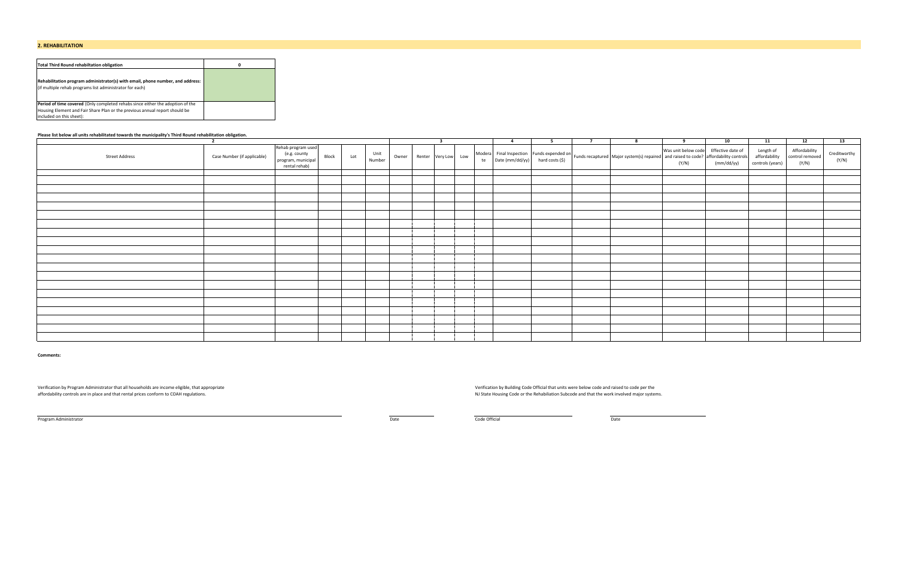## 2. REHABILITATION

| Total Third Round rehabiltation obligation | 0 |
|---|---|
| **Rehabilitation program administrator(s) with email, phone number, and address:** (if multiple rehab programs list administrator for each) | |
| **Period of time covered** (Only completed rehabs since either the adoption of the Housing Element and Fair Share Plan or the previous annual report should be included on this sheet): | |

**Please list below all units rehabilitated towards the municipality's Third Round rehabilitation obligation.**

| | 2 | | | | | 3 | | | | | 4 | 5 | 7 | 8 | 9 | 10 | 11 | 12 | 13 |
|---|---|---|---|---|---|---|---|---|---|---|---|---|---|---|---|---|---|---|---|
| Street Address | Case Number (if applicable) | Rehab program used (e.g. county program, municipal rental rehab) | Block | Lot | Unit Number | Owner | Renter | Very Low | Low | Moderate | Final Inspection Date (mm/dd/yy) | Funds expended on hard costs ($) | Funds recaptured | Major system(s) repaired | Was unit below code and raised to code? (Y/N) | Effective date of affordability controls (mm/dd/yy) | Length of affordability controls (years) | Affordability control removed (Y/N) | Creditworthy (Y/N) |
| | | | | | | | | | | | | | | | | | | | |
| | | | | | | | | | | | | | | | | | | | |
| | | | | | | | | | | | | | | | | | | | |
| | | | | | | | | | | | | | | | | | | | |
| | | | | | | | | | | | | | | | | | | | |
| | | | | | | | | | | | | | | | | | | | |
| | | | | | | | | | | | | | | | | | | | |
| | | | | | | | | | | | | | | | | | | | |
| | | | | | | | | | | | | | | | | | | | |
| | | | | | | | | | | | | | | | | | | | |
| | | | | | | | | | | | | | | | | | | | |
| | | | | | | | | | | | | | | | | | | | |
| | | | | | | | | | | | | | | | | | | | |
| | | | | | | | | | | | | | | | | | | | |
| | | | | | | | | | | | | | | | | | | | |
| | | | | | | | | | | | | | | | | | | | |
| | | | | | | | | | | | | | | | | | | | |
| | | | | | | | | | | | | | | | | | | | |
| | | | | | | | | | | | | | | | | | | | |
| | | | | | | | | | | | | | | | | | | | |

**Comments:**

Verification by Program Administrator that all households are income eligible, that appropriate affordability controls are in place and that rental prices conform to COAH regulations.

Verification by Building Code Official that units were below code and raised to code per the NJ State Housing Code or the Rehabiliation Subcode and that the work involved major systems.

Program Administrator ______________________ Date ____________

Code Official ______________________ Date ____________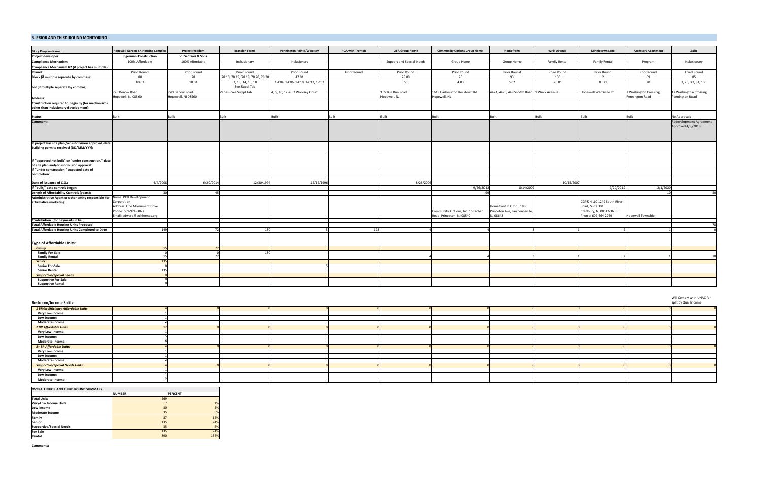## 3. PRIOR AND THIRD ROUND MONITORING

| Site / Program Name: | Hopewell Garden Sr. Housing Complex | Project Freedom | Brandon Farms | Pennington Pointe/Woolsey | RCA with Trenton | CIFA Group Home | Community Options Group Home | Homefront | Wrik Avenue | Minnietown Lane | Accessory Apartment | Zaitz |
|---|---|---|---|---|---|---|---|---|---|---|---|---|
| Project developer: | Ingerman Construction | V J Scozzari & Sons | | | | | | | | | | |
| Compliance Mechanism: | 100% Affordable | 100% Affordable | Inclusionary | Inclusionary | | Support and Special Needs | Group Home | Group Home | Family Rental | Family Rental | Program | Inclusionary |
| Compliance Mechanism #2 (if project has multiple): | | | | | | | | | | | | |
| Round: | Prior Round | Prior Round | Prior Round | Prior Round | Prior Round | Prior Round | Prior Round | Prior Round | Prior Round | Prior Round | Prior Round | Third Round |
| Block (if multiple separate by commas): | 80 | 78 | 78.10, 78.19, 78.19, 78.20, 78.20 | 47.01 | | 78.09 | 26 | 93 | 130 | 2 | 69 | 85 |
| Lot (if multiple separate by commas): | 10.03 | 10.04 | 3, 13, 14, 15, 18 See Suppl Tab | 1-C04, 1-C06, 1-C10, 1-C12, 1-C52 | | 53 | 4.03 | 5.02 | 76.01 | 8.021 | 20 | 3, 23, 33, 34, 130 |
| Address: | 725 Denow Road Hopewell, NJ 08560 | 720 Denow Road Hopewell, NJ 08560 | Varies - See Suppl Tab | 4, 6, 10, 12 & 52 Woolsey Court | | 155 Bull Run Road Hopewell, NJ | 1619 Harbourton Rocktown Rd. Hopewell, NJ | 447A, 447B, 449 Scotch Road | 9 Wrick Avenue | Hopewell Wertsville Rd | 7 Washington Crossing Pennington Road | 12 Washington Crossing Pennington Road |
| Construction required to begin by (for mechanisms other than inclusionary development): | | | | | | | | | | | | |
| Status: | Built | Built | Built | Built | Built | Built | Built | Built | Built | Built | Built | No Approvals |
| Comment: | | | | | | | | | | | | Redevelopment Agreement Approved 4/9/2018 |
| If project has site plan /or subdivision approval, date building permits received (DD/MM/YYY): | | | | | | | | | | | | |
| If "approved not built" or "under construction," date of site plan and/or subdivision approval: | | | | | | | | | | | | |
| If "under construction," expected date of completion: | | | | | | | | | | | | |
| Date of issuance of C.O.: | 4/4/2008 | 6/20/2014 | 12/30/1994 | 12/12/1996 | | 8/25/2006 | | | 10/15/2007 | | | |
| If "built," date controls began: | | | | | | | 9/26/2012 | 8/14/2009 | | 9/20/2012 | 2/1/2020 | |
| Length of Affordability Controls (years): | 30 | 45 | | | | | 99 | | | | 10 | 50 |
| Administrative Agent or other entity responsible for affirmative marketing: | Name: PCH Development Corporation Address: One Monument Drive Phone: 609-924-3822 Email: edward@pchhomes.org | | | | | | Community Options, Inc. 16 Farber Road, Princeton, NJ 08540 | Homefront RLC Inc., 1880 Princeton Ave, Lawrenceville, NJ 08648 | | CGP&H LLC 1249 South River Road, Suite 301 Cranbury, NJ 08512-3633 Phone: 609-664-2769 | Hopewell Township | |
| Contribution (for payments in lieu) | | | | | | | | | | | | |
| Total Affordable Housing Units Proposed | | | | | | | | | | | | 78 |
| Total Affordable Housing Units Completed to Date | 149 | 72 | 130 | 5 | 198 | 4 | 4 | 3 | 1 | 2 | 1 | 0 |
| **Type of Affordable Units:** | | | | | | | | | | | | |
| *Family* | 15 | 72 | | | | | | | | | | |
| Family For-Sale | 0 | 0 | 130 | | | | | | | | | |
| Family Rental | 15 | 72 | | | | 4 | 4 | 3 | 1 | 2 | 1 | 78 |
| *Senior* | 135 | | | | | | | | | | | |
| Senior For-Sale | 0 | | | 5 | | | | | | | | |
| Senior Rental | 135 | | | | | | | | | | | |
| *Supportive/Special needs* | 0 | | | | | | | | | | | |
| Supportive For-Sale | 0 | | | | | | | | | | | |
| Supportive Rental | 0 | | | | | | | | | | | |

### Bedroom/Income Splits:

| | | | | | | | | | | | | Will Comply with UHAC for split by Qual Income |
|---|---|---|---|---|---|---|---|---|---|---|---|---|
| *1 BR/or Efficiency Affordable Units* | 4 | 0 | 0 | 0 | 0 | 0 | 0 | 0 | 0 | 0 | 0 | 0 |
| Very Low-Income: | 1 | | | | | | | | | | | |
| Low-Income: | 1 | | | | | | | | | | | |
| Moderate-Income: | 2 | | | | | | | | | | | |
| *2 BR Affordable Units* | 12 | 0 | 0 | 0 | 0 | 0 | 0 | 0 | 0 | 0 | 0 | 0 |
| Very Low-Income: | 1 | | | | | | | | | | | |
| Low-Income: | 5 | | | | | | | | | | | |
| Moderate-Income: | 6 | | | | | | | | | | | |
| *3+ BR Affordable Units* | 4 | 0 | 0 | 0 | 0 | 0 | 0 | 0 | 0 | 0 | 0 | 0 |
| Very Low-Income: | 1 | | | | | | | | | | | |
| Low-Income: | 1 | | | | | | | | | | | |
| Moderate-Income: | 2 | | | | | | | | | | | |
| *Supportive/Special Needs Units:* | 4 | 0 | 0 | 0 | 0 | 0 | 0 | 0 | 0 | 0 | 0 | 0 |
| Very Low-Income: | 1 | | | | | | | | | | | |
| Low-Income: | 1 | | | | | | | | | | | |
| Moderate-Income: | 2 | | | | | | | | | | | |

| OVERALL PRIOR AND THIRD ROUND SUMMARY | NUMBER | PERCENT |
|---|---|---|
| Total Units | 569 | - |
| Very-Low Income Units | 7 | 1% |
| Low-Income | 30 | 5% |
| Moderate-Income | 35 | 6% |
| Family | 87 | 15% |
| Senior | 135 | 24% |
| Supportive/Special Needs | 35 | 6% |
| For Sale | 135 | 24% |
| Rental | 890 | 156% |

**Comments:**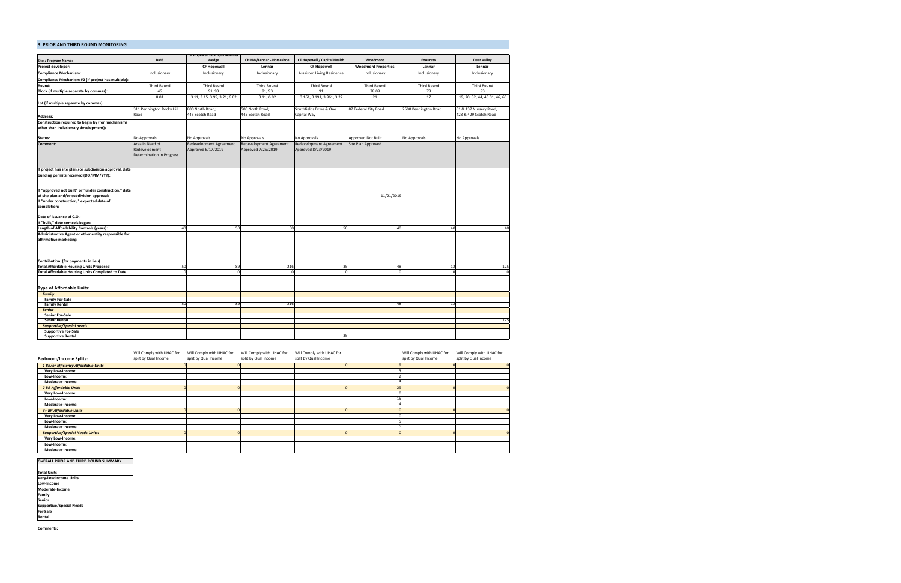### 3. PRIOR AND THIRD ROUND MONITORING

| Site / Program Name: | BMS | CF Hopewell - Campus North & Wedge | CH HW/Lennar - Horseshoe | CF Hopewell / Capital Health | Woodmont | Enourato | Deer Valley |
|---|---|---|---|---|---|---|---|
| Project developer: | | CF Hopewell | Lennar | CF Hopewell | Woodmont Properties | Lennar | Lennar |
| Compliance Mechanism: | Inclusionary | Inclusionary | Inclusionary | Asssisted Living Residence | Inclusionary | Inclusionary | Inclusionary |
| Compliance Mechanism #2 (if project has multiple): | | | | | | | |
| Round: | Third Round | Third Round | Third Round | Third Round | Third Round | Third Round | Third Round |
| Block (if multiple separate by commas): | 46 | 91; 93 | 91; 93 | 91 | 78.09 | 78 | 93 |
| Lot (if multiple separate by commas): | 8.01 | 3.11, 3.15, 3.95, 3.21; 6.02 | 3.11; 6.02 | 3.161, 3.191, 3.961, 3.22 | 21 | 17 | 19, 20, 32, 44, 45.01, 46, 60 |
| Address: | 311 Pennington Rocky Hill Road | 800 North Road; 445 Scotch Road | 500 North Road; 445 Scotch Road | Southfields Drive & One Capital Way | 87 Federal City Road | 2500 Pennington Road | 61 & 137 Nursery Road, 423 & 429 Scotch Road |
| Construction required to begin by (for mechanisms other than inclusionary development): | | | | | | | |
| Status: | No Approvals | No Approvals | No Approvals | No Approvals | Approved Not Built | No Approvals | No Approvals |
| Comment: | Area in Need of Redevelopment Determination in Progress | Redevelopment Agreement Approved 6/17/2019 | Redevelopment Agreement Approved 7/25/2019 | Redevelopment Agreement Approved 8/23/2019 | Site Plan Approved | | |
| If project has site plan / or subdivision approval, date building permits received (DD/MM/YYY): | | | | | | | |
| If "approved not built" or "under construction," date of site plan and/or subdivision approval: | | | | | 11/21/2019 | | |
| If "under construction," expected date of completion: | | | | | | | |
| Date of issuance of C.O.: | | | | | | | |
| If "built," date controls began: | | | | | | | |
| Length of Affordability Controls (years): | 40 | 50 | 50 | 50 | 40 | 40 | 40 |
| Administrative Agent or other entity responsible for affirmative marketing: | | | | | | | |
| Contribution (for payments in lieu) | | | | | | | |
| Total Affordable Housing Units Proposed | 50 | 89 | 216 | 35 | 48 | 12 | 125 |
| Total Affordable Housing Units Completed to Date | 0 | 0 | 0 | 0 | 0 | 0 | 0 |
| **Type of Affordable Units:** | | | | | | | |
| *Family* | | | | | | | |
| Family For-Sale | | | | | | | |
| Family Rental | 50 | 89 | 216 | | 48 | 12 | |
| *Senior* | | | | | | | |
| Senior For-Sale | | | | | | | |
| Senior Rental | | | | | | | 125 |
| *Supportive/Special needs* | | | | | | | |
| Supportive For-Sale | | | | | | | |
| Supportive Rental | | | | 35 | | | |

| Bedroom/Income Splits: | Will Comply with UHAC for split by Qual Income | Will Comply with UHAC for split by Qual Income | Will Comply with UHAC for split by Qual Income | Will Comply with UHAC for split by Qual Income | | Will Comply with UHAC for split by Qual Income | Will Comply with UHAC for split by Qual Income |
|---|---|---|---|---|---|---|---|
| *1 BR/or Efficiency Affordable Units* | 0 | 0 | | 0 | 9 | 0 | 0 |
| Very Low-Income: | | | | | 3 | | |
| Low-Income: | | | | | 2 | | |
| Moderate-Income: | | | | | 4 | | |
| *2 BR Affordable Units* | 0 | 0 | | 0 | 29 | 0 | 0 |
| Very Low-Income: | | | | | 0 | | |
| Low-Income: | | | | | 15 | | |
| Moderate-Income: | | | | | 14 | | |
| *3+ BR Affordable Units* | 0 | 0 | | 0 | 10 | 0 | 0 |
| Very Low-Income: | | | | | 0 | | |
| Low-Income: | | | | | 5 | | |
| Moderate-Income: | | | | | 5 | | |
| *Supportive/Special Needs Units:* | 0 | 0 | | 0 | 0 | 0 | 0 |
| Very Low-Income: | | | | | | | |
| Low-Income: | | | | | | | |
| Moderate-Income: | | | | | | | |

**OVERALL PRIOR AND THIRD ROUND SUMMARY**

| | |
|---|---|
| Total Units | |
| Very-Low Income Units | |
| Low-Income | |
| Moderate-Income | |
| Family | |
| Senior | |
| Supportive/Special Needs | |
| For Sale | |
| Rental | |

**Comments:**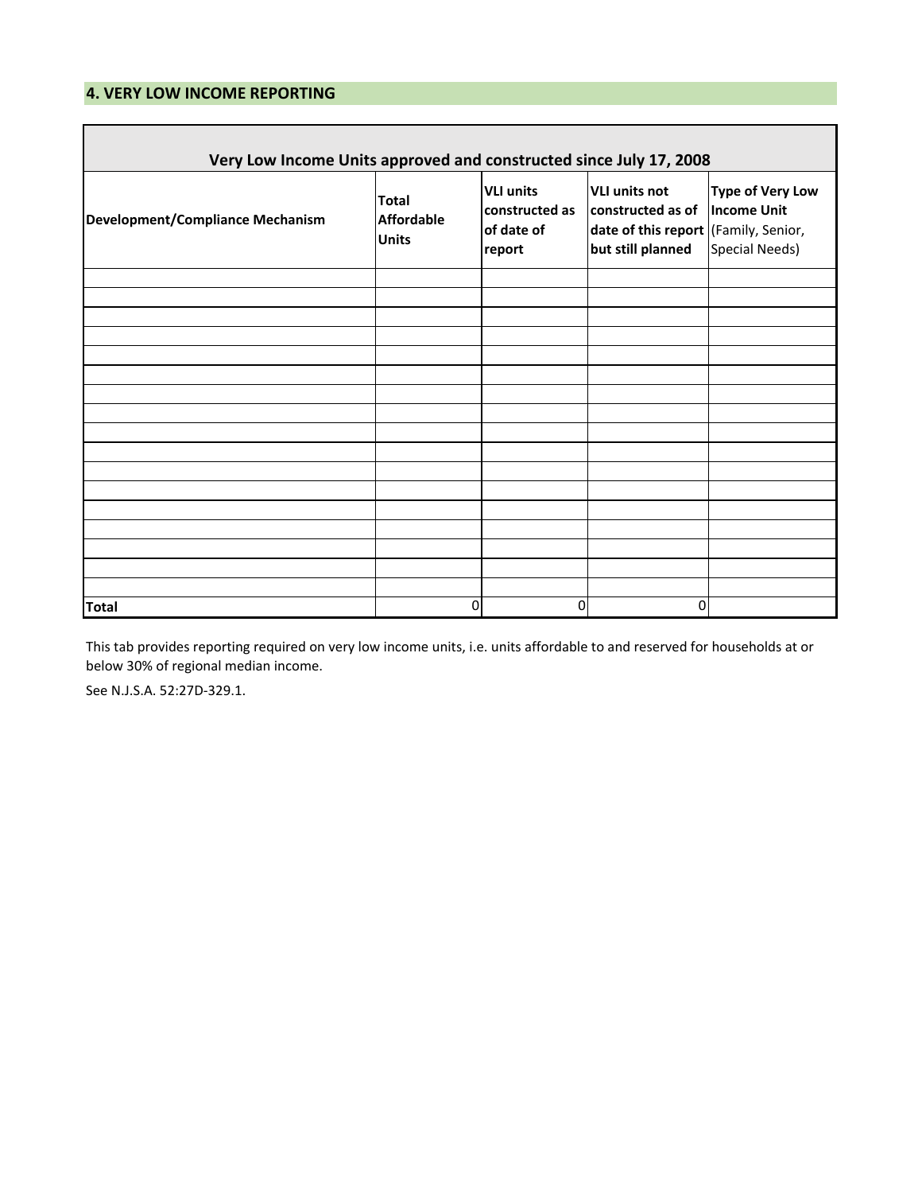## 4. VERY LOW INCOME REPORTING

| Very Low Income Units approved and constructed since July 17, 2008 | | | | |
|---|---|---|---|---|
| **Development/Compliance Mechanism** | **Total Affordable Units** | **VLI units constructed as of date of report** | **VLI units not constructed as of date of this report but still planned** | **Type of Very Low Income Unit** (Family, Senior, Special Needs) |
| | | | | |
| | | | | |
| | | | | |
| | | | | |
| | | | | |
| | | | | |
| | | | | |
| | | | | |
| | | | | |
| | | | | |
| | | | | |
| | | | | |
| | | | | |
| | | | | |
| | | | | |
| | | | | |
| | | | | |
| **Total** | 0 | 0 | 0 | |

This tab provides reporting required on very low income units, i.e. units affordable to and reserved for households at or below 30% of regional median income.

See N.J.S.A. 52:27D-329.1.